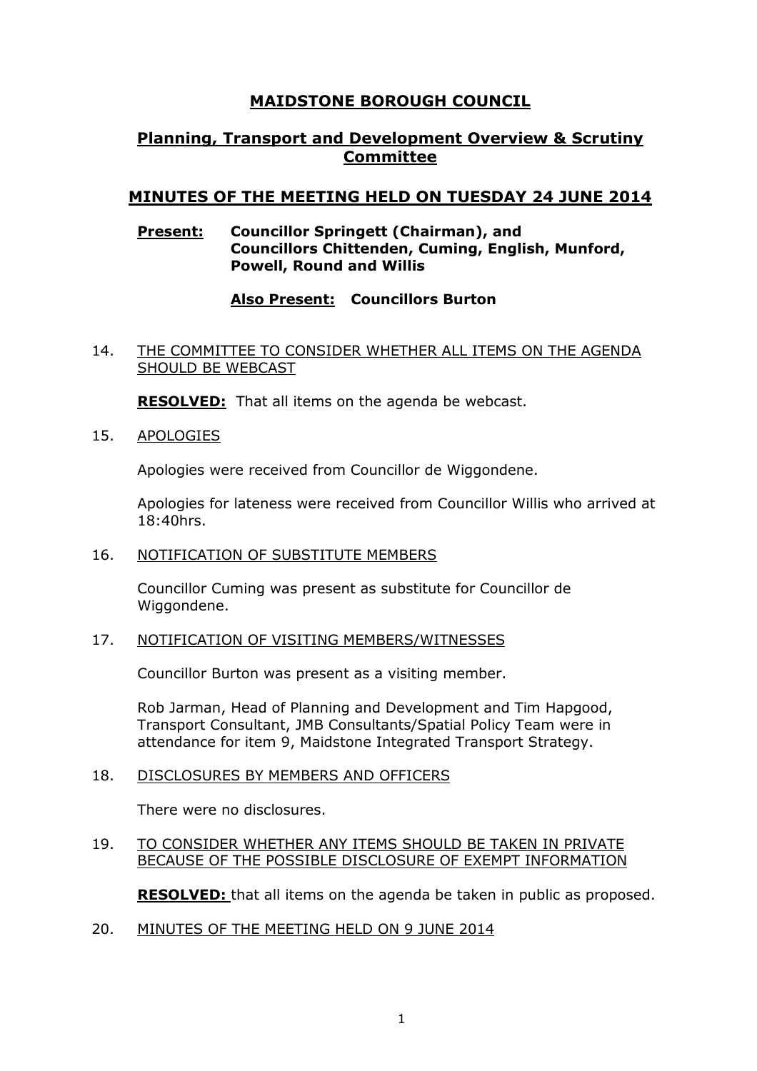# MAIDSTONE BOROUGH COUNCIL

## Planning, Transport and Development Overview & Scrutiny Committee

## MINUTES OF THE MEETING HELD ON TUESDAY 24 JUNE 2014

**Present:** **Councillor Springett (Chairman), and Councillors Chittenden, Cuming, English, Munford, Powell, Round and Willis**

**Also Present:** **Councillors Burton**

14. THE COMMITTEE TO CONSIDER WHETHER ALL ITEMS ON THE AGENDA SHOULD BE WEBCAST

    **RESOLVED:** That all items on the agenda be webcast.

15. APOLOGIES

    Apologies were received from Councillor de Wiggondene.

    Apologies for lateness were received from Councillor Willis who arrived at 18:40hrs.

16. NOTIFICATION OF SUBSTITUTE MEMBERS

    Councillor Cuming was present as substitute for Councillor de Wiggondene.

17. NOTIFICATION OF VISITING MEMBERS/WITNESSES

    Councillor Burton was present as a visiting member.

    Rob Jarman, Head of Planning and Development and Tim Hapgood, Transport Consultant, JMB Consultants/Spatial Policy Team were in attendance for item 9, Maidstone Integrated Transport Strategy.

18. DISCLOSURES BY MEMBERS AND OFFICERS

    There were no disclosures.

19. TO CONSIDER WHETHER ANY ITEMS SHOULD BE TAKEN IN PRIVATE BECAUSE OF THE POSSIBLE DISCLOSURE OF EXEMPT INFORMATION

    **RESOLVED:** that all items on the agenda be taken in public as proposed.

20. MINUTES OF THE MEETING HELD ON 9 JUNE 2014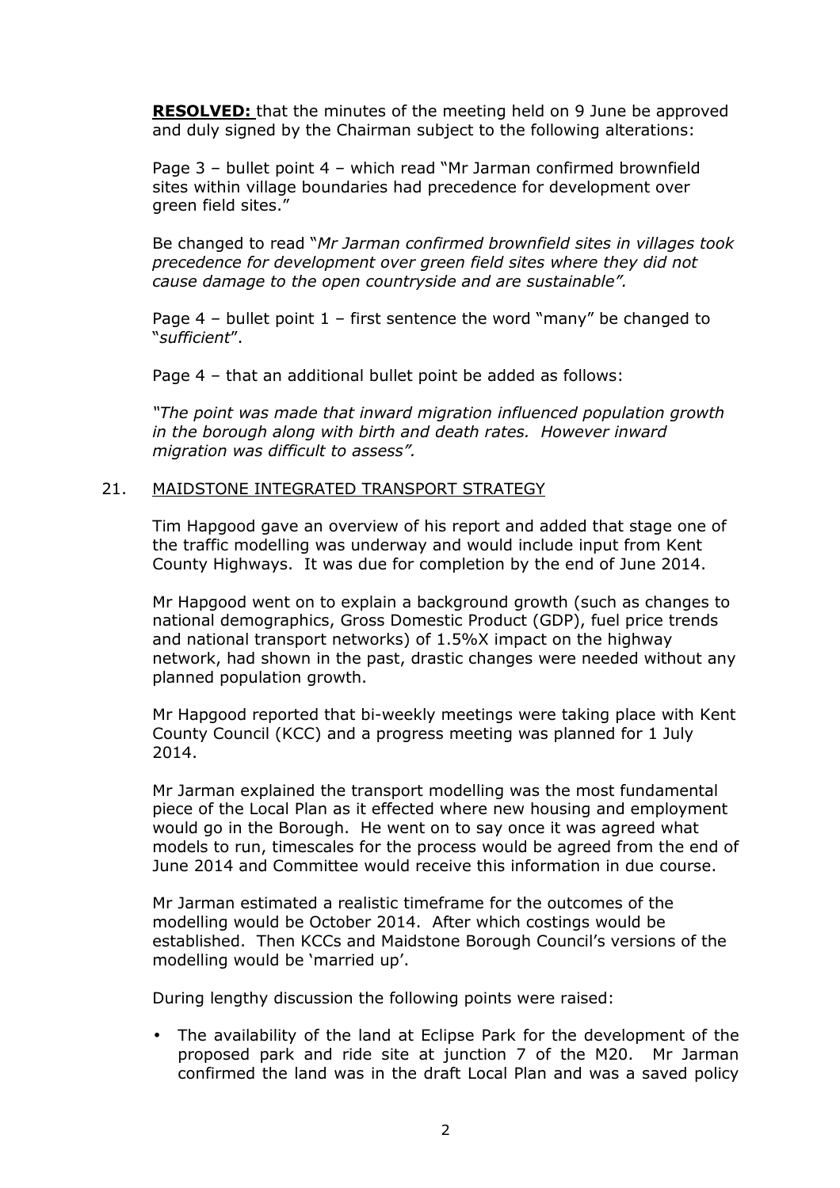**RESOLVED:** that the minutes of the meeting held on 9 June be approved and duly signed by the Chairman subject to the following alterations:

Page 3 – bullet point 4 – which read "Mr Jarman confirmed brownfield sites within village boundaries had precedence for development over green field sites."

Be changed to read "*Mr Jarman confirmed brownfield sites in villages took precedence for development over green field sites where they did not cause damage to the open countryside and are sustainable".*

Page 4 – bullet point 1 – first sentence the word "many" be changed to "*sufficient*".

Page 4 – that an additional bullet point be added as follows:

*"The point was made that inward migration influenced population growth in the borough along with birth and death rates. However inward migration was difficult to assess".*

21. MAIDSTONE INTEGRATED TRANSPORT STRATEGY

Tim Hapgood gave an overview of his report and added that stage one of the traffic modelling was underway and would include input from Kent County Highways. It was due for completion by the end of June 2014.

Mr Hapgood went on to explain a background growth (such as changes to national demographics, Gross Domestic Product (GDP), fuel price trends and national transport networks) of 1.5%X impact on the highway network, had shown in the past, drastic changes were needed without any planned population growth.

Mr Hapgood reported that bi-weekly meetings were taking place with Kent County Council (KCC) and a progress meeting was planned for 1 July 2014.

Mr Jarman explained the transport modelling was the most fundamental piece of the Local Plan as it effected where new housing and employment would go in the Borough. He went on to say once it was agreed what models to run, timescales for the process would be agreed from the end of June 2014 and Committee would receive this information in due course.

Mr Jarman estimated a realistic timeframe for the outcomes of the modelling would be October 2014. After which costings would be established. Then KCCs and Maidstone Borough Council's versions of the modelling would be 'married up'.

During lengthy discussion the following points were raised:

- The availability of the land at Eclipse Park for the development of the proposed park and ride site at junction 7 of the M20. Mr Jarman confirmed the land was in the draft Local Plan and was a saved policy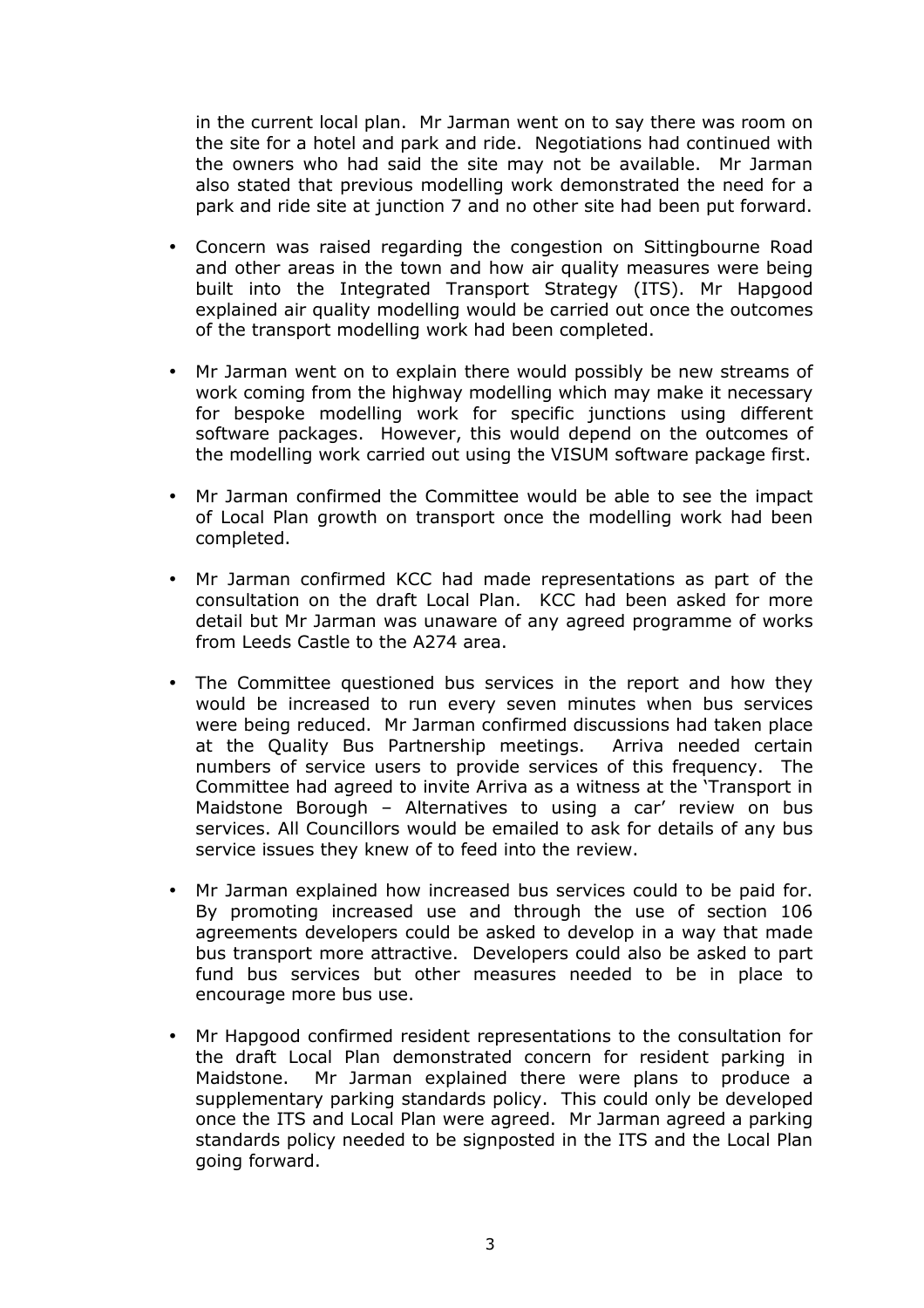in the current local plan. Mr Jarman went on to say there was room on the site for a hotel and park and ride. Negotiations had continued with the owners who had said the site may not be available. Mr Jarman also stated that previous modelling work demonstrated the need for a park and ride site at junction 7 and no other site had been put forward.

- Concern was raised regarding the congestion on Sittingbourne Road and other areas in the town and how air quality measures were being built into the Integrated Transport Strategy (ITS). Mr Hapgood explained air quality modelling would be carried out once the outcomes of the transport modelling work had been completed.

- Mr Jarman went on to explain there would possibly be new streams of work coming from the highway modelling which may make it necessary for bespoke modelling work for specific junctions using different software packages. However, this would depend on the outcomes of the modelling work carried out using the VISUM software package first.

- Mr Jarman confirmed the Committee would be able to see the impact of Local Plan growth on transport once the modelling work had been completed.

- Mr Jarman confirmed KCC had made representations as part of the consultation on the draft Local Plan. KCC had been asked for more detail but Mr Jarman was unaware of any agreed programme of works from Leeds Castle to the A274 area.

- The Committee questioned bus services in the report and how they would be increased to run every seven minutes when bus services were being reduced. Mr Jarman confirmed discussions had taken place at the Quality Bus Partnership meetings. Arriva needed certain numbers of service users to provide services of this frequency. The Committee had agreed to invite Arriva as a witness at the 'Transport in Maidstone Borough – Alternatives to using a car' review on bus services. All Councillors would be emailed to ask for details of any bus service issues they knew of to feed into the review.

- Mr Jarman explained how increased bus services could to be paid for. By promoting increased use and through the use of section 106 agreements developers could be asked to develop in a way that made bus transport more attractive. Developers could also be asked to part fund bus services but other measures needed to be in place to encourage more bus use.

- Mr Hapgood confirmed resident representations to the consultation for the draft Local Plan demonstrated concern for resident parking in Maidstone. Mr Jarman explained there were plans to produce a supplementary parking standards policy. This could only be developed once the ITS and Local Plan were agreed. Mr Jarman agreed a parking standards policy needed to be signposted in the ITS and the Local Plan going forward.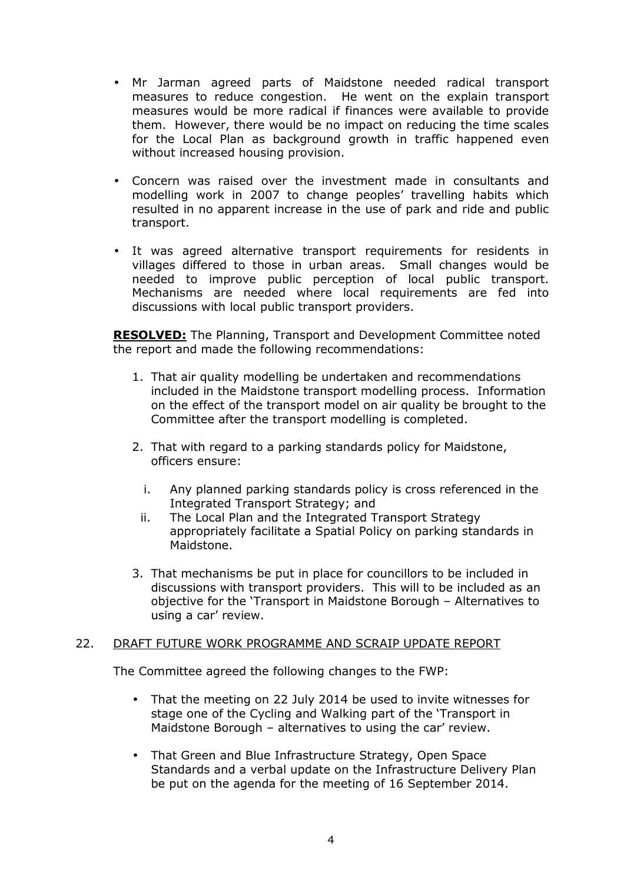- Mr Jarman agreed parts of Maidstone needed radical transport measures to reduce congestion. He went on the explain transport measures would be more radical if finances were available to provide them. However, there would be no impact on reducing the time scales for the Local Plan as background growth in traffic happened even without increased housing provision.

- Concern was raised over the investment made in consultants and modelling work in 2007 to change peoples' travelling habits which resulted in no apparent increase in the use of park and ride and public transport.

- It was agreed alternative transport requirements for residents in villages differed to those in urban areas. Small changes would be needed to improve public perception of local public transport. Mechanisms are needed where local requirements are fed into discussions with local public transport providers.

<u>**RESOLVED:**</u> The Planning, Transport and Development Committee noted the report and made the following recommendations:

1. That air quality modelling be undertaken and recommendations included in the Maidstone transport modelling process. Information on the effect of the transport model on air quality be brought to the Committee after the transport modelling is completed.

2. That with regard to a parking standards policy for Maidstone, officers ensure:

   i. Any planned parking standards policy is cross referenced in the Integrated Transport Strategy; and

   ii. The Local Plan and the Integrated Transport Strategy appropriately facilitate a Spatial Policy on parking standards in Maidstone.

3. That mechanisms be put in place for councillors to be included in discussions with transport providers. This will to be included as an objective for the 'Transport in Maidstone Borough – Alternatives to using a car' review.

## 22. <u>DRAFT FUTURE WORK PROGRAMME AND SCRAIP UPDATE REPORT</u>

The Committee agreed the following changes to the FWP:

- That the meeting on 22 July 2014 be used to invite witnesses for stage one of the Cycling and Walking part of the 'Transport in Maidstone Borough – alternatives to using the car' review.

- That Green and Blue Infrastructure Strategy, Open Space Standards and a verbal update on the Infrastructure Delivery Plan be put on the agenda for the meeting of 16 September 2014.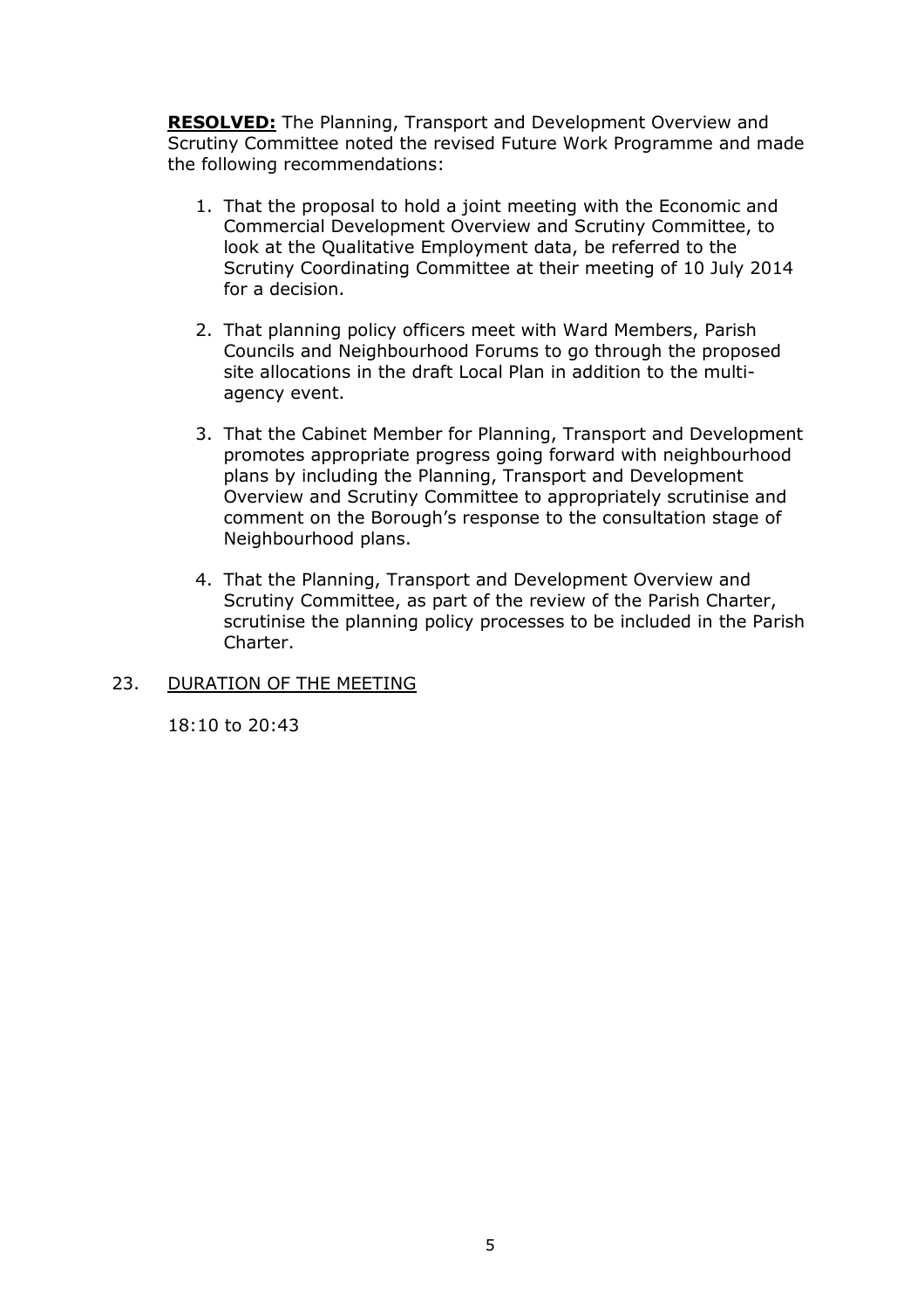**RESOLVED:** The Planning, Transport and Development Overview and Scrutiny Committee noted the revised Future Work Programme and made the following recommendations:

1. That the proposal to hold a joint meeting with the Economic and Commercial Development Overview and Scrutiny Committee, to look at the Qualitative Employment data, be referred to the Scrutiny Coordinating Committee at their meeting of 10 July 2014 for a decision.

2. That planning policy officers meet with Ward Members, Parish Councils and Neighbourhood Forums to go through the proposed site allocations in the draft Local Plan in addition to the multi-agency event.

3. That the Cabinet Member for Planning, Transport and Development promotes appropriate progress going forward with neighbourhood plans by including the Planning, Transport and Development Overview and Scrutiny Committee to appropriately scrutinise and comment on the Borough's response to the consultation stage of Neighbourhood plans.

4. That the Planning, Transport and Development Overview and Scrutiny Committee, as part of the review of the Parish Charter, scrutinise the planning policy processes to be included in the Parish Charter.

23. DURATION OF THE MEETING

18:10 to 20:43